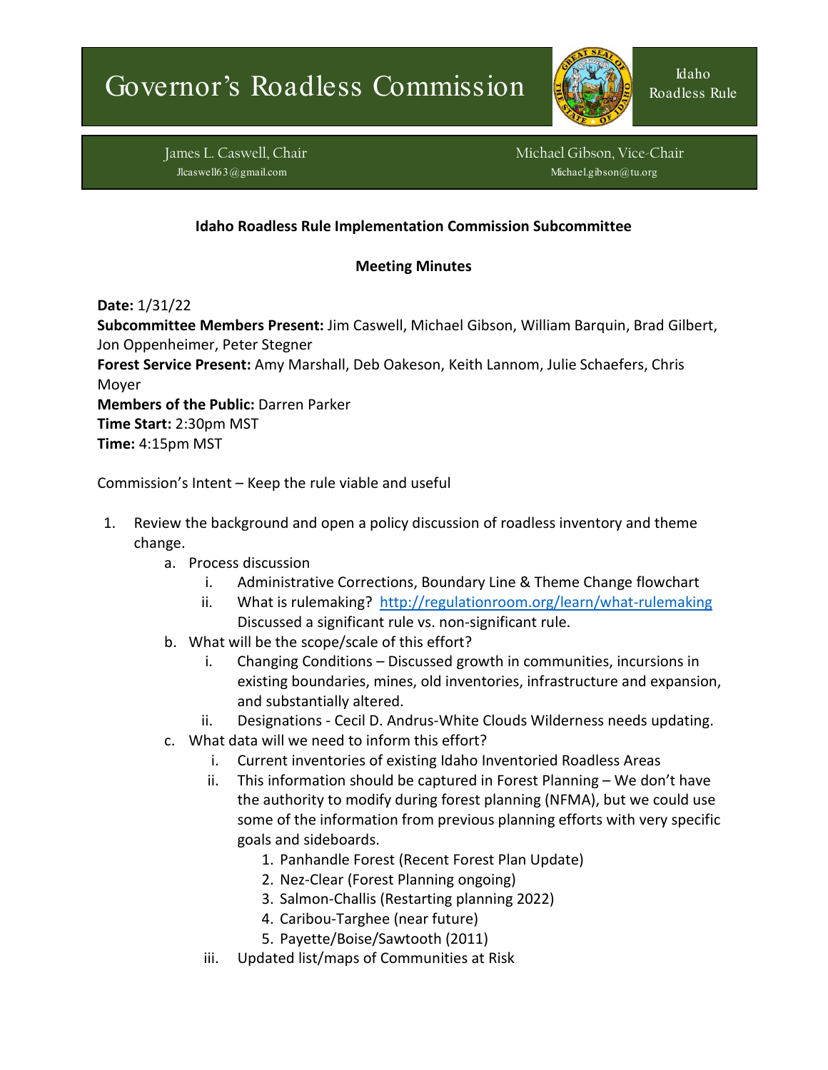# Governor's Roadless Commission

Idaho Roadless Rule

James L. Caswell, Chair
Jlcaswell63@gmail.com

Michael Gibson, Vice-Chair
Michael.gibson@tu.org

**Idaho Roadless Rule Implementation Commission Subcommittee**

**Meeting Minutes**

**Date:** 1/31/22
**Subcommittee Members Present:** Jim Caswell, Michael Gibson, William Barquin, Brad Gilbert, Jon Oppenheimer, Peter Stegner
**Forest Service Present:** Amy Marshall, Deb Oakeson, Keith Lannom, Julie Schaefers, Chris Moyer
**Members of the Public:** Darren Parker
**Time Start:** 2:30pm MST
**Time:** 4:15pm MST

Commission's Intent – Keep the rule viable and useful

1. Review the background and open a policy discussion of roadless inventory and theme change.
   a. Process discussion
      i. Administrative Corrections, Boundary Line & Theme Change flowchart
      ii. What is rulemaking? http://regulationroom.org/learn/what-rulemaking Discussed a significant rule vs. non-significant rule.
   b. What will be the scope/scale of this effort?
      i. Changing Conditions – Discussed growth in communities, incursions in existing boundaries, mines, old inventories, infrastructure and expansion, and substantially altered.
      ii. Designations - Cecil D. Andrus-White Clouds Wilderness needs updating.
   c. What data will we need to inform this effort?
      i. Current inventories of existing Idaho Inventoried Roadless Areas
      ii. This information should be captured in Forest Planning – We don't have the authority to modify during forest planning (NFMA), but we could use some of the information from previous planning efforts with very specific goals and sideboards.
         1. Panhandle Forest (Recent Forest Plan Update)
         2. Nez-Clear (Forest Planning ongoing)
         3. Salmon-Challis (Restarting planning 2022)
         4. Caribou-Targhee (near future)
         5. Payette/Boise/Sawtooth (2011)
      iii. Updated list/maps of Communities at Risk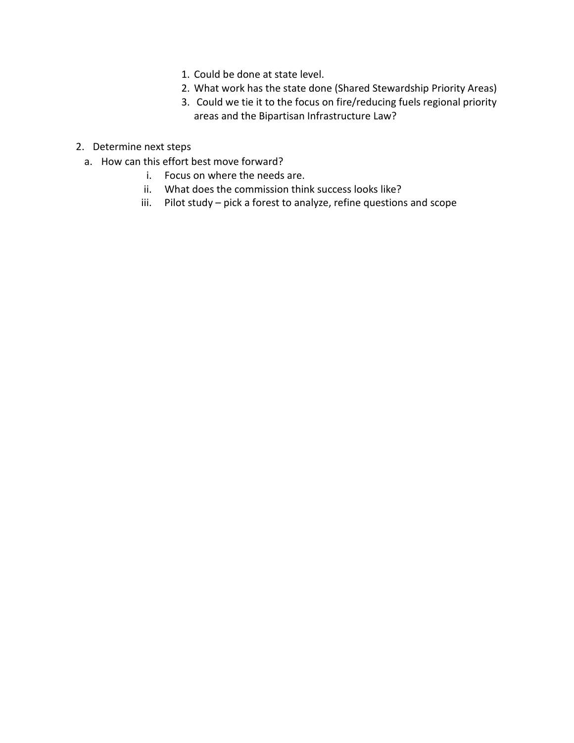1. Could be done at state level.
2. What work has the state done (Shared Stewardship Priority Areas)
3. Could we tie it to the focus on fire/reducing fuels regional priority areas and the Bipartisan Infrastructure Law?

2. Determine next steps
   a. How can this effort best move forward?
      i. Focus on where the needs are.
      ii. What does the commission think success looks like?
      iii. Pilot study – pick a forest to analyze, refine questions and scope